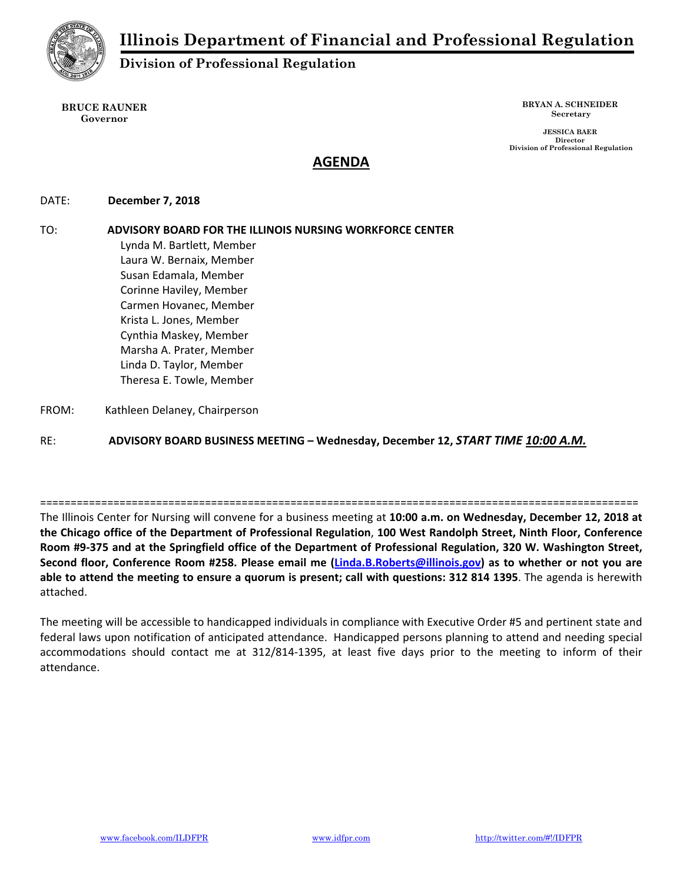# Illinois Department of Financial and Professional Regulation

## Division of Professional Regulation

**BRUCE RAUNER**
**Governor**

**BRYAN A. SCHNEIDER**
**Secretary**

**JESSICA BAER**
**Director**
**Division of Professional Regulation**

## AGENDA

DATE: **December 7, 2018**

TO: **ADVISORY BOARD FOR THE ILLINOIS NURSING WORKFORCE CENTER**
Lynda M. Bartlett, Member
Laura W. Bernaix, Member
Susan Edamala, Member
Corinne Haviley, Member
Carmen Hovanec, Member
Krista L. Jones, Member
Cynthia Maskey, Member
Marsha A. Prater, Member
Linda D. Taylor, Member
Theresa E. Towle, Member

FROM: Kathleen Delaney, Chairperson

RE: **ADVISORY BOARD BUSINESS MEETING – Wednesday, December 12, *START TIME 10:00 A.M.***

==================================================================================================

The Illinois Center for Nursing will convene for a business meeting at **10:00 a.m. on Wednesday, December 12, 2018 at the Chicago office of the Department of Professional Regulation**, **100 West Randolph Street, Ninth Floor, Conference Room #9-375 and at the Springfield office of the Department of Professional Regulation, 320 W. Washington Street, Second floor, Conference Room #258. Please email me (Linda.B.Roberts@illinois.gov) as to whether or not you are able to attend the meeting to ensure a quorum is present; call with questions: 312 814 1395**. The agenda is herewith attached.

The meeting will be accessible to handicapped individuals in compliance with Executive Order #5 and pertinent state and federal laws upon notification of anticipated attendance. Handicapped persons planning to attend and needing special accommodations should contact me at 312/814-1395, at least five days prior to the meeting to inform of their attendance.

www.facebook.com/ILDFPR www.idfpr.com http://twitter.com/#!/IDFPR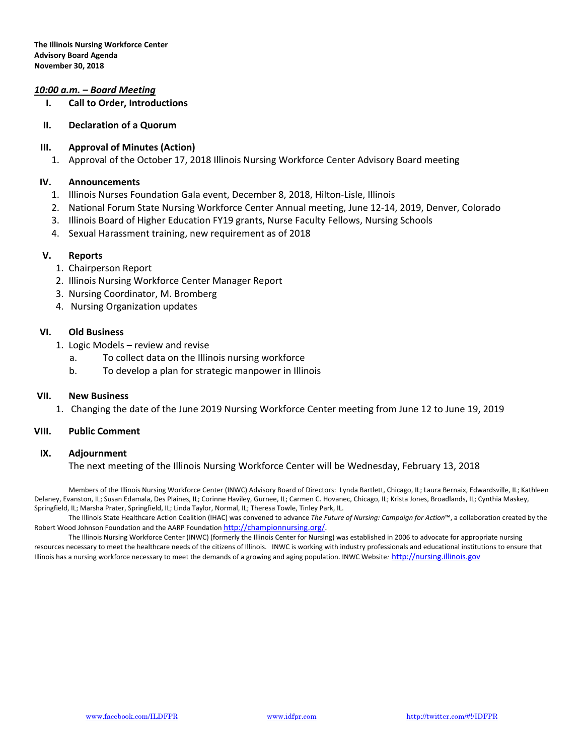**The Illinois Nursing Workforce Center**
**Advisory Board Agenda**
**November 30, 2018**

***10:00 a.m. – Board Meeting***

**I. Call to Order, Introductions**

**II. Declaration of a Quorum**

**III. Approval of Minutes (Action)**

1. Approval of the October 17, 2018 Illinois Nursing Workforce Center Advisory Board meeting

**IV. Announcements**

1. Illinois Nurses Foundation Gala event, December 8, 2018, Hilton-Lisle, Illinois
2. National Forum State Nursing Workforce Center Annual meeting, June 12-14, 2019, Denver, Colorado
3. Illinois Board of Higher Education FY19 grants, Nurse Faculty Fellows, Nursing Schools
4. Sexual Harassment training, new requirement as of 2018

**V. Reports**

1. Chairperson Report
2. Illinois Nursing Workforce Center Manager Report
3. Nursing Coordinator, M. Bromberg
4. Nursing Organization updates

**VI. Old Business**

1. Logic Models – review and revise
   a. To collect data on the Illinois nursing workforce
   b. To develop a plan for strategic manpower in Illinois

**VII. New Business**

1. Changing the date of the June 2019 Nursing Workforce Center meeting from June 12 to June 19, 2019

**VIII. Public Comment**

**IX. Adjournment**

The next meeting of the Illinois Nursing Workforce Center will be Wednesday, February 13, 2018

Members of the Illinois Nursing Workforce Center (INWC) Advisory Board of Directors: Lynda Bartlett, Chicago, IL; Laura Bernaix, Edwardsville, IL; Kathleen Delaney, Evanston, IL; Susan Edamala, Des Plaines, IL; Corinne Haviley, Gurnee, IL; Carmen C. Hovanec, Chicago, IL; Krista Jones, Broadlands, IL; Cynthia Maskey, Springfield, IL; Marsha Prater, Springfield, IL; Linda Taylor, Normal, IL; Theresa Towle, Tinley Park, IL.

The Illinois State Healthcare Action Coalition (IHAC) was convened to advance *The Future of Nursing: Campaign for Action*™, a collaboration created by the Robert Wood Johnson Foundation and the AARP Foundation http://championnursing.org/.

The Illinois Nursing Workforce Center (INWC) (formerly the Illinois Center for Nursing) was established in 2006 to advocate for appropriate nursing resources necessary to meet the healthcare needs of the citizens of Illinois. INWC is working with industry professionals and educational institutions to ensure that Illinois has a nursing workforce necessary to meet the demands of a growing and aging population. INWC Website: http://nursing.illinois.gov

www.facebook.com/ILDFPR www.idfpr.com http://twitter.com/#!/IDFPR